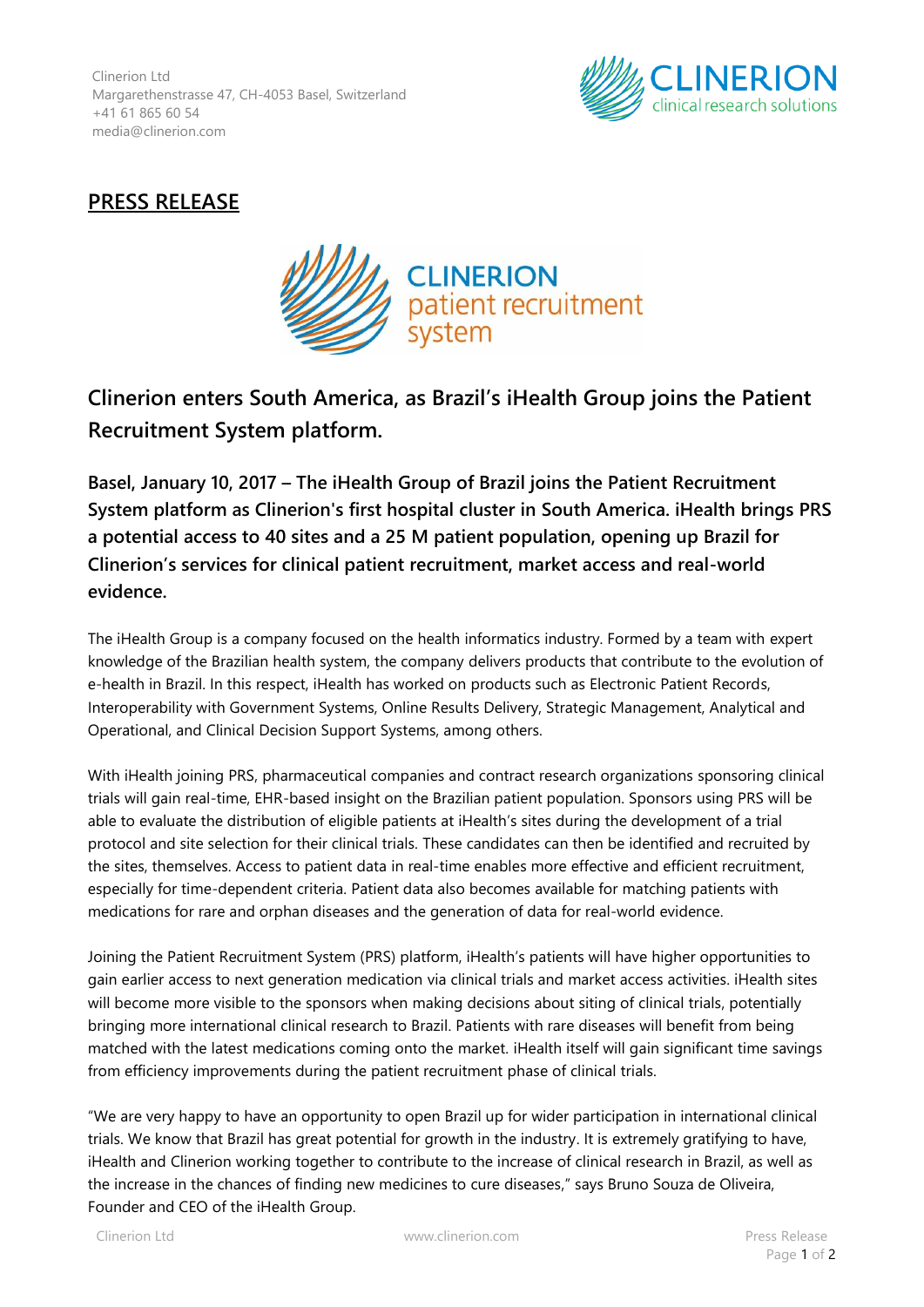Clinerion Ltd
Margarethenstrasse 47, CH-4053 Basel, Switzerland
+41 61 865 60 54
media@clinerion.com

CLINERION clinical research solutions

## PRESS RELEASE

CLINERION patient recruitment system

# Clinerion enters South America, as Brazil's iHealth Group joins the Patient Recruitment System platform.

**Basel, January 10, 2017 – The iHealth Group of Brazil joins the Patient Recruitment System platform as Clinerion's first hospital cluster in South America. iHealth brings PRS a potential access to 40 sites and a 25 M patient population, opening up Brazil for Clinerion's services for clinical patient recruitment, market access and real-world evidence.**

The iHealth Group is a company focused on the health informatics industry. Formed by a team with expert knowledge of the Brazilian health system, the company delivers products that contribute to the evolution of e-health in Brazil. In this respect, iHealth has worked on products such as Electronic Patient Records, Interoperability with Government Systems, Online Results Delivery, Strategic Management, Analytical and Operational, and Clinical Decision Support Systems, among others.

With iHealth joining PRS, pharmaceutical companies and contract research organizations sponsoring clinical trials will gain real-time, EHR-based insight on the Brazilian patient population. Sponsors using PRS will be able to evaluate the distribution of eligible patients at iHealth's sites during the development of a trial protocol and site selection for their clinical trials. These candidates can then be identified and recruited by the sites, themselves. Access to patient data in real-time enables more effective and efficient recruitment, especially for time-dependent criteria. Patient data also becomes available for matching patients with medications for rare and orphan diseases and the generation of data for real-world evidence.

Joining the Patient Recruitment System (PRS) platform, iHealth's patients will have higher opportunities to gain earlier access to next generation medication via clinical trials and market access activities. iHealth sites will become more visible to the sponsors when making decisions about siting of clinical trials, potentially bringing more international clinical research to Brazil. Patients with rare diseases will benefit from being matched with the latest medications coming onto the market. iHealth itself will gain significant time savings from efficiency improvements during the patient recruitment phase of clinical trials.

"We are very happy to have an opportunity to open Brazil up for wider participation in international clinical trials. We know that Brazil has great potential for growth in the industry. It is extremely gratifying to have, iHealth and Clinerion working together to contribute to the increase of clinical research in Brazil, as well as the increase in the chances of finding new medicines to cure diseases," says Bruno Souza de Oliveira, Founder and CEO of the iHealth Group.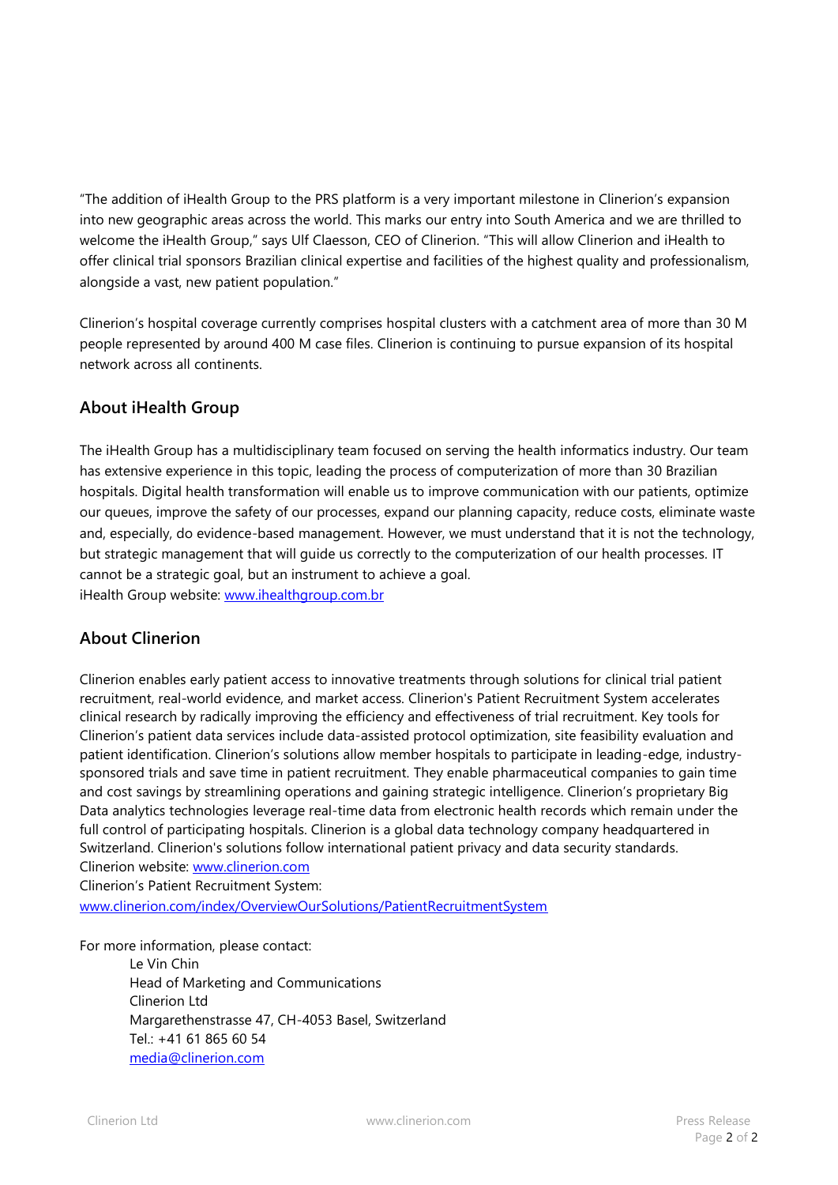"The addition of iHealth Group to the PRS platform is a very important milestone in Clinerion's expansion into new geographic areas across the world. This marks our entry into South America and we are thrilled to welcome the iHealth Group," says Ulf Claesson, CEO of Clinerion. "This will allow Clinerion and iHealth to offer clinical trial sponsors Brazilian clinical expertise and facilities of the highest quality and professionalism, alongside a vast, new patient population."

Clinerion's hospital coverage currently comprises hospital clusters with a catchment area of more than 30 M people represented by around 400 M case files. Clinerion is continuing to pursue expansion of its hospital network across all continents.

## About iHealth Group

The iHealth Group has a multidisciplinary team focused on serving the health informatics industry. Our team has extensive experience in this topic, leading the process of computerization of more than 30 Brazilian hospitals. Digital health transformation will enable us to improve communication with our patients, optimize our queues, improve the safety of our processes, expand our planning capacity, reduce costs, eliminate waste and, especially, do evidence-based management. However, we must understand that it is not the technology, but strategic management that will guide us correctly to the computerization of our health processes. IT cannot be a strategic goal, but an instrument to achieve a goal.
iHealth Group website: www.ihealthgroup.com.br

## About Clinerion

Clinerion enables early patient access to innovative treatments through solutions for clinical trial patient recruitment, real-world evidence, and market access. Clinerion's Patient Recruitment System accelerates clinical research by radically improving the efficiency and effectiveness of trial recruitment. Key tools for Clinerion's patient data services include data-assisted protocol optimization, site feasibility evaluation and patient identification. Clinerion's solutions allow member hospitals to participate in leading-edge, industry-sponsored trials and save time in patient recruitment. They enable pharmaceutical companies to gain time and cost savings by streamlining operations and gaining strategic intelligence. Clinerion's proprietary Big Data analytics technologies leverage real-time data from electronic health records which remain under the full control of participating hospitals. Clinerion is a global data technology company headquartered in Switzerland. Clinerion's solutions follow international patient privacy and data security standards.
Clinerion website: www.clinerion.com
Clinerion's Patient Recruitment System:
www.clinerion.com/index/OverviewOurSolutions/PatientRecruitmentSystem

For more information, please contact:

Le Vin Chin
Head of Marketing and Communications
Clinerion Ltd
Margarethenstrasse 47, CH-4053 Basel, Switzerland
Tel.: +41 61 865 60 54
media@clinerion.com